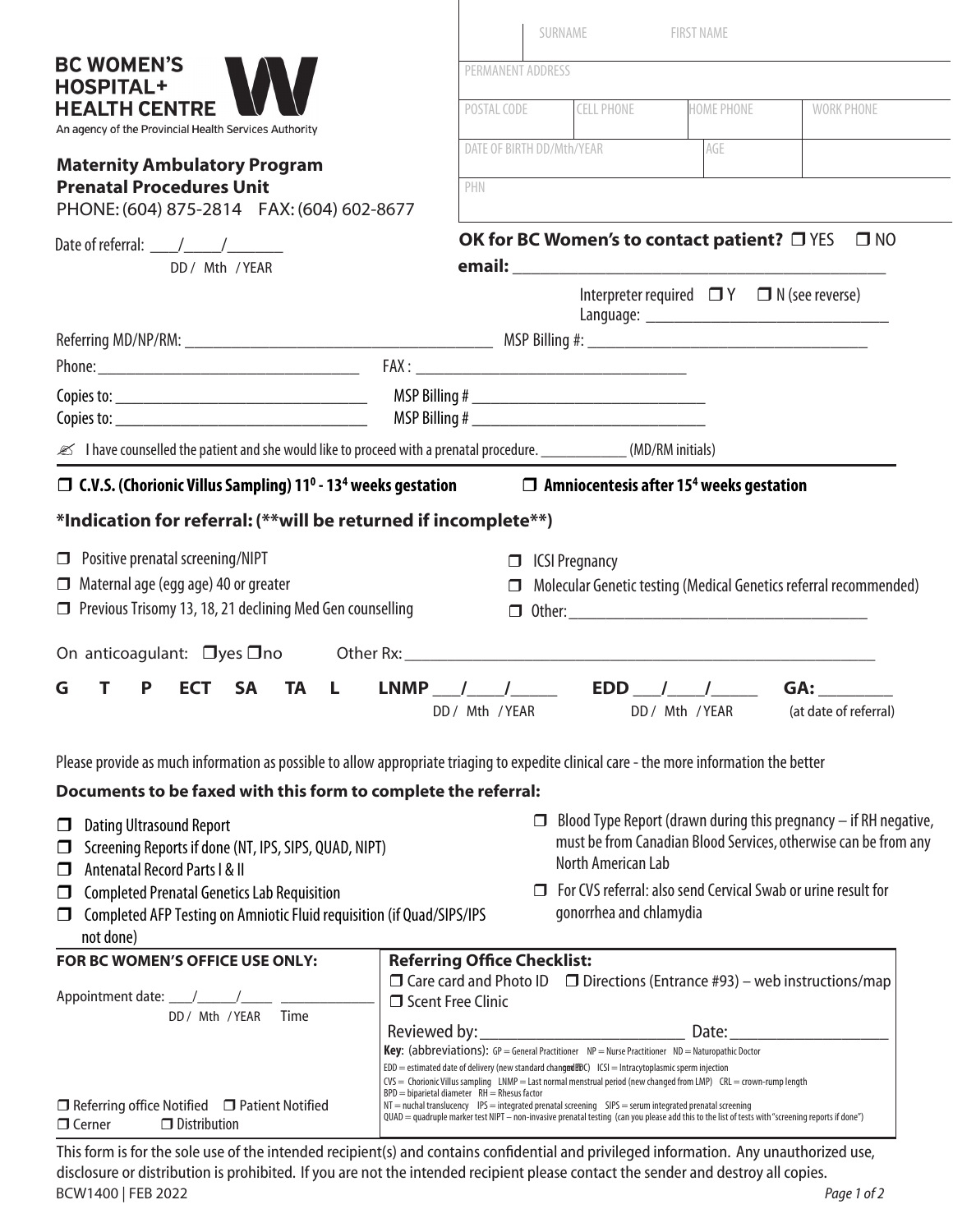**BC WOMEN'S HOSPITAL+ HEALTH CENTRE**
An agency of the Provincial Health Services Authority

**Maternity Ambulatory Program**
**Prenatal Procedures Unit**
PHONE: (604) 875-2814 FAX: (604) 602-8677

| | SURNAME | FIRST NAME | |
|---|---|---|---|
| PERMANENT ADDRESS | | | |
| POSTAL CODE | CELL PHONE | HOME PHONE | WORK PHONE |
| DATE OF BIRTH DD/Mth/YEAR | | AGE | |
| PHN | | | |

Date of referral: ___/_____/_______
DD / Mth / YEAR

**OK for BC Women's to contact patient?** ☐ YES ☐ NO
**email:** ____________________________________________

Interpreter required ☐ Y ☐ N (see reverse)
Language: ______________________________

Referring MD/NP/RM: ________________________________________ MSP Billing #: ____________________________________

Phone: ________________________________ FAX : ________________________________

Copies to: ________________________________ MSP Billing # ____________________________

Copies to: ________________________________ MSP Billing # ____________________________

✍ I have counselled the patient and she would like to proceed with a prenatal procedure. ___________ (MD/RM initials)

☐ **C.V.S. (Chorionic Villus Sampling) $11^0$ - $13^4$ weeks gestation** ☐ **Amniocentesis after $15^4$ weeks gestation**

**\*Indication for referral: (\*\*will be returned if incomplete\*\*)**

- ☐ Positive prenatal screening/NIPT
- ☐ Maternal age (egg age) 40 or greater
- ☐ Previous Trisomy 13, 18, 21 declining Med Gen counselling
- ☐ ICSI Pregnancy
- ☐ Molecular Genetic testing (Medical Genetics referral recommended)
- ☐ Other: ______________________________________

On anticoagulant: ☐yes ☐no Other Rx: ____________________________________________________________

**G T P ECT SA TA L LNMP** ___/____/_____ **EDD** ___/____/_____ **GA:** ________
DD / Mth / YEAR DD / Mth / YEAR (at date of referral)

Please provide as much information as possible to allow appropriate triaging to expedite clinical care - the more information the better

**Documents to be faxed with this form to complete the referral:**

- ☐ Dating Ultrasound Report
- ☐ Screening Reports if done (NT, IPS, SIPS, QUAD, NIPT)
- ☐ Antenatal Record Parts I & II
- ☐ Completed Prenatal Genetics Lab Requisition
- ☐ Completed AFP Testing on Amniotic Fluid requisition (if Quad/SIPS/IPS not done)
- ☐ Blood Type Report (drawn during this pregnancy – if RH negative, must be from Canadian Blood Services, otherwise can be from any North American Lab
- ☐ For CVS referral: also send Cervical Swab or urine result for gonorrhea and chlamydia

**FOR BC WOMEN'S OFFICE USE ONLY:**

Appointment date: ___/_____/____ ____________
DD / Mth / YEAR Time

☐ Referring office Notified ☐ Patient Notified
☐ Cerner ☐ Distribution

**Referring Office Checklist:**
☐ Care card and Photo ID ☐ Directions (Entrance #93) – web instructions/map
☐ Scent Free Clinic

Reviewed by: ________________________ Date: __________________

**Key:** (abbreviations): GP = General Practitioner NP = Nurse Practitioner ND = Naturopathic Doctor
EDD = estimated date of delivery (new standard changed from EDC) ICSI = Intracytoplasmic sperm injection
CVS = Chorionic Villus sampling LNMP = Last normal menstrual period (new changed from LMP) CRL = crown-rump length
BPD = biparietal diameter RH = Rhesus factor
NT = nuchal translucency IPS = integrated prenatal screening SIPS = serum integrated prenatal screening
QUAD = quadruple marker test NIPT – non-invasive prenatal testing (can you please add this to the list of tests with "screening reports if done")

This form is for the sole use of the intended recipient(s) and contains confidential and privileged information. Any unauthorized use, disclosure or distribution is prohibited. If you are not the intended recipient please contact the sender and destroy all copies.

BCW1400 | FEB 2022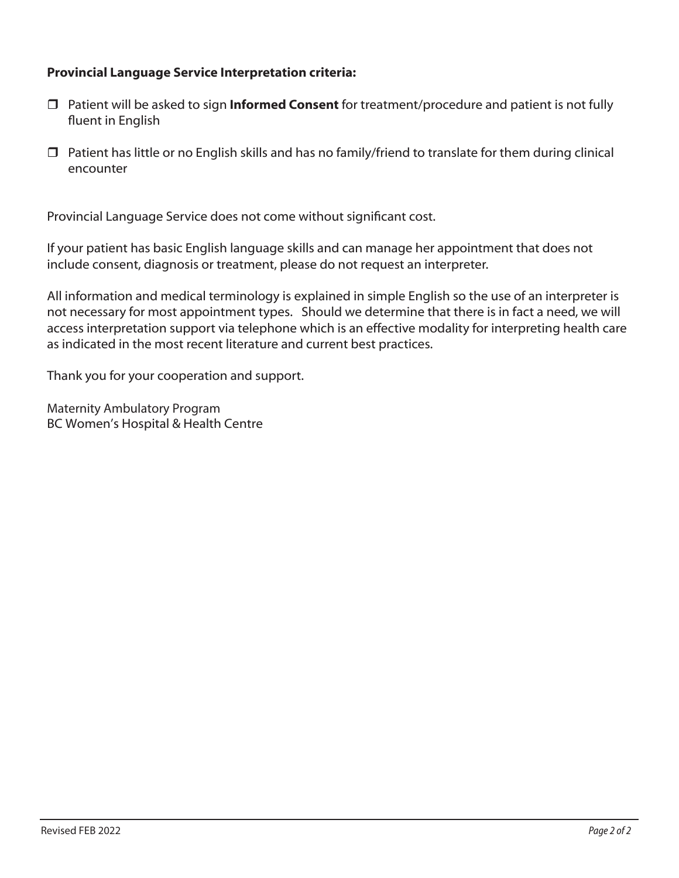**Provincial Language Service Interpretation criteria:**

- ❐ Patient will be asked to sign **Informed Consent** for treatment/procedure and patient is not fully fluent in English
- ❐ Patient has little or no English skills and has no family/friend to translate for them during clinical encounter

Provincial Language Service does not come without significant cost.

If your patient has basic English language skills and can manage her appointment that does not include consent, diagnosis or treatment, please do not request an interpreter.

All information and medical terminology is explained in simple English so the use of an interpreter is not necessary for most appointment types. Should we determine that there is in fact a need, we will access interpretation support via telephone which is an effective modality for interpreting health care as indicated in the most recent literature and current best practices.

Thank you for your cooperation and support.

Maternity Ambulatory Program
BC Women's Hospital & Health Centre

Revised FEB 2022